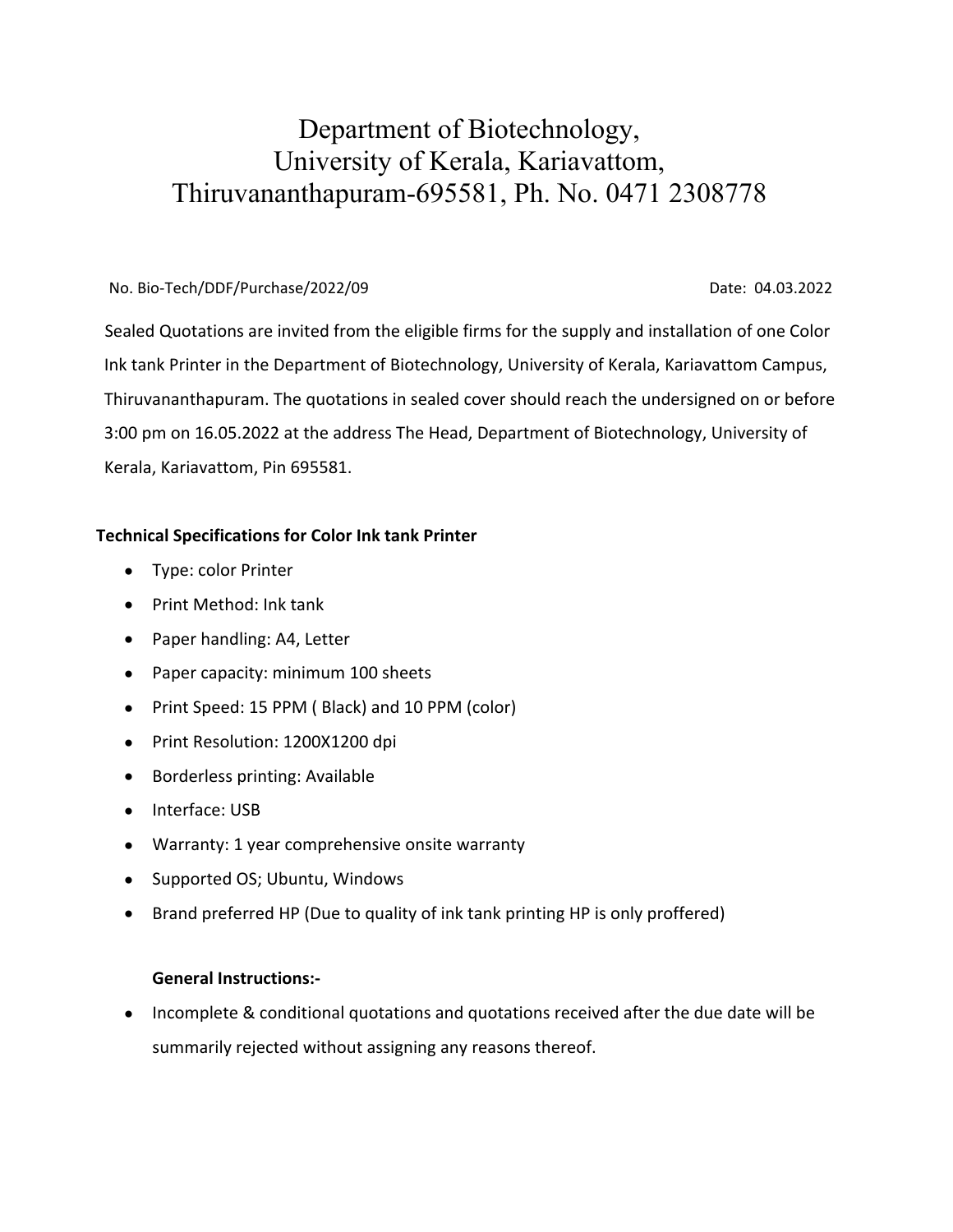# Department of Biotechnology, University of Kerala, Kariavattom, Thiruvananthapuram-695581, Ph. No. 0471 2308778

No. Bio-Tech/DDF/Purchase/2022/09 Date: 04.03.2022

Sealed Quotations are invited from the eligible firms for the supply and installation of one Color Ink tank Printer in the Department of Biotechnology, University of Kerala, Kariavattom Campus, Thiruvananthapuram. The quotations in sealed cover should reach the undersigned on or before 3:00 pm on 16.05.2022 at the address The Head, Department of Biotechnology, University of Kerala, Kariavattom, Pin 695581.

**Technical Specifications for Color Ink tank Printer**

- Type: color Printer
- Print Method: Ink tank
- Paper handling: A4, Letter
- Paper capacity: minimum 100 sheets
- Print Speed: 15 PPM ( Black) and 10 PPM (color)
- Print Resolution: 1200X1200 dpi
- Borderless printing: Available
- Interface: USB
- Warranty: 1 year comprehensive onsite warranty
- Supported OS; Ubuntu, Windows
- Brand preferred HP (Due to quality of ink tank printing HP is only proffered)

**General Instructions:-**

- Incomplete & conditional quotations and quotations received after the due date will be summarily rejected without assigning any reasons thereof.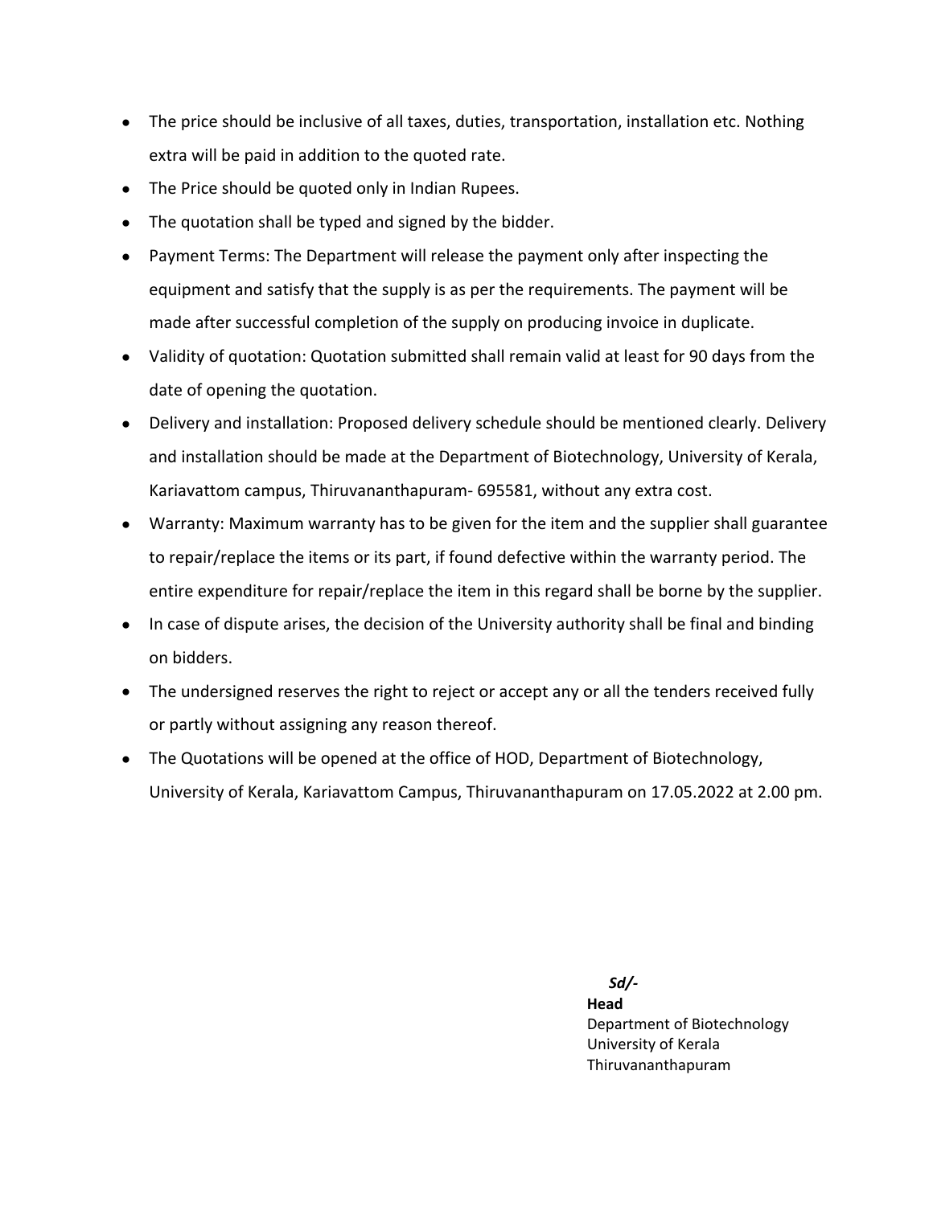- The price should be inclusive of all taxes, duties, transportation, installation etc. Nothing extra will be paid in addition to the quoted rate.
- The Price should be quoted only in Indian Rupees.
- The quotation shall be typed and signed by the bidder.
- Payment Terms: The Department will release the payment only after inspecting the equipment and satisfy that the supply is as per the requirements. The payment will be made after successful completion of the supply on producing invoice in duplicate.
- Validity of quotation: Quotation submitted shall remain valid at least for 90 days from the date of opening the quotation.
- Delivery and installation: Proposed delivery schedule should be mentioned clearly. Delivery and installation should be made at the Department of Biotechnology, University of Kerala, Kariavattom campus, Thiruvananthapuram- 695581, without any extra cost.
- Warranty: Maximum warranty has to be given for the item and the supplier shall guarantee to repair/replace the items or its part, if found defective within the warranty period. The entire expenditure for repair/replace the item in this regard shall be borne by the supplier.
- In case of dispute arises, the decision of the University authority shall be final and binding on bidders.
- The undersigned reserves the right to reject or accept any or all the tenders received fully or partly without assigning any reason thereof.
- The Quotations will be opened at the office of HOD, Department of Biotechnology, University of Kerala, Kariavattom Campus, Thiruvananthapuram on 17.05.2022 at 2.00 pm.

*Sd/-*

**Head**
Department of Biotechnology
University of Kerala
Thiruvananthapuram